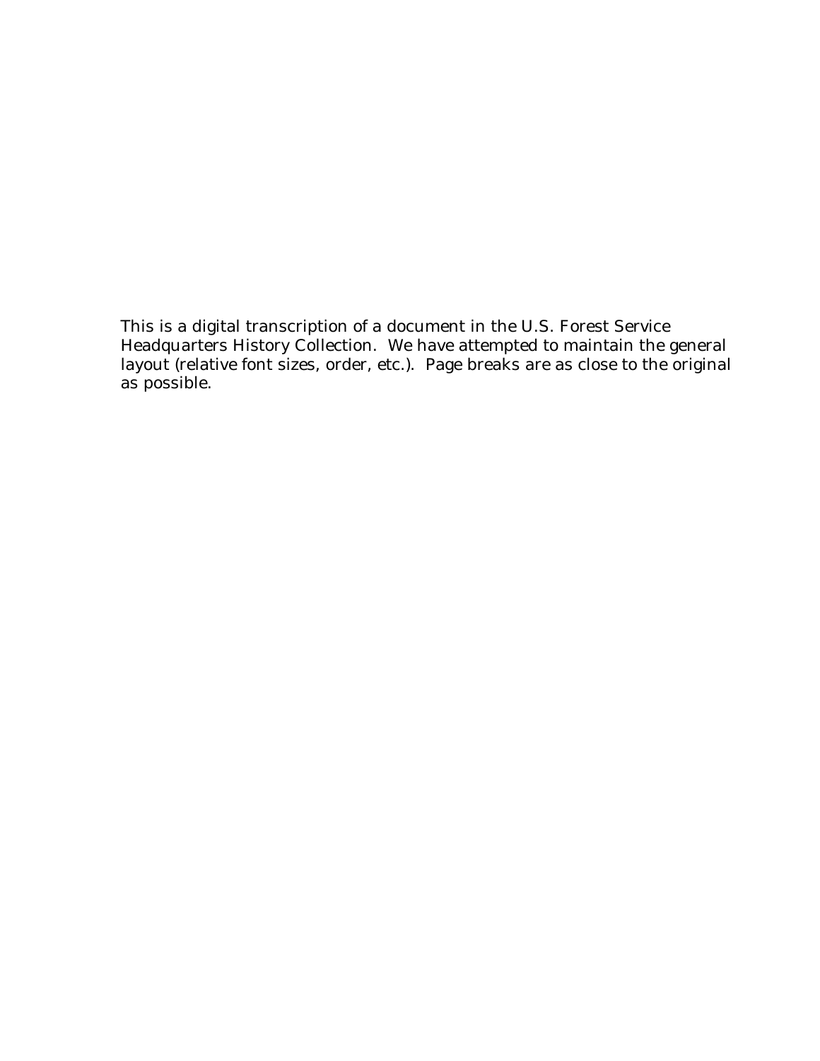This is a digital transcription of a document in the U.S. Forest Service Headquarters History Collection. We have attempted to maintain the general layout (relative font sizes, order, etc.). Page breaks are as close to the original as possible.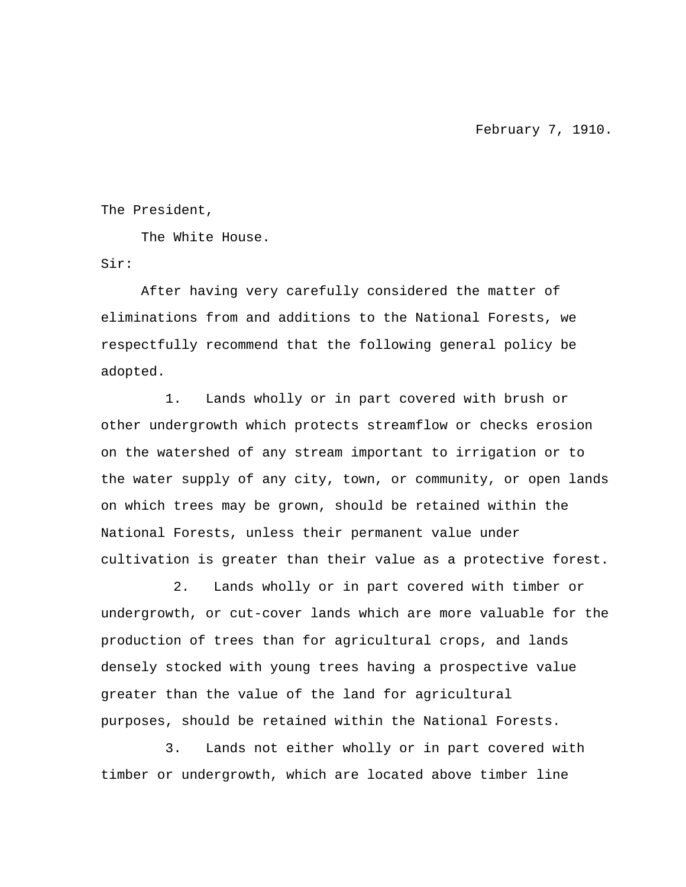February 7, 1910.

The President,

The White House.

Sir:

After having very carefully considered the matter of eliminations from and additions to the National Forests, we respectfully recommend that the following general policy be adopted.

1. Lands wholly or in part covered with brush or other undergrowth which protects streamflow or checks erosion on the watershed of any stream important to irrigation or to the water supply of any city, town, or community, or open lands on which trees may be grown, should be retained within the National Forests, unless their permanent value under cultivation is greater than their value as a protective forest.

2. Lands wholly or in part covered with timber or undergrowth, or cut-cover lands which are more valuable for the production of trees than for agricultural crops, and lands densely stocked with young trees having a prospective value greater than the value of the land for agricultural purposes, should be retained within the National Forests.

3. Lands not either wholly or in part covered with timber or undergrowth, which are located above timber line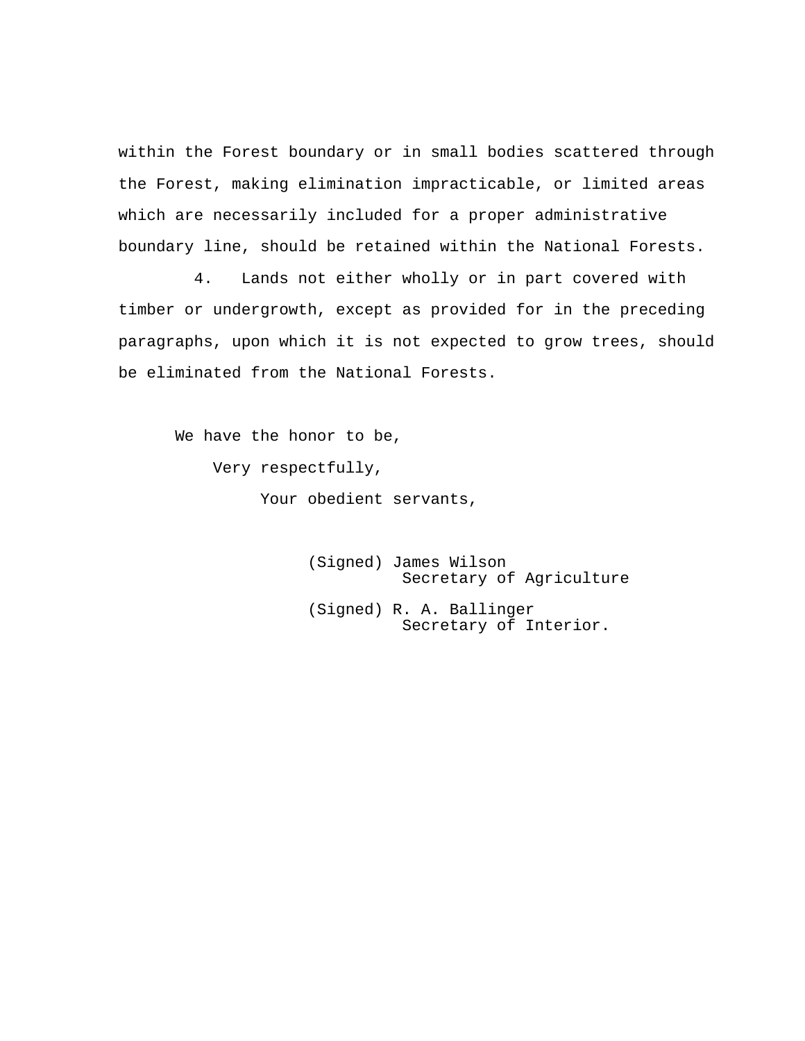within the Forest boundary or in small bodies scattered through the Forest, making elimination impracticable, or limited areas which are necessarily included for a proper administrative boundary line, should be retained within the National Forests.

4. Lands not either wholly or in part covered with timber or undergrowth, except as provided for in the preceding paragraphs, upon which it is not expected to grow trees, should be eliminated from the National Forests.

We have the honor to be,

Very respectfully,

Your obedient servants,

(Signed) James Wilson
Secretary of Agriculture

(Signed) R. A. Ballinger
Secretary of Interior.